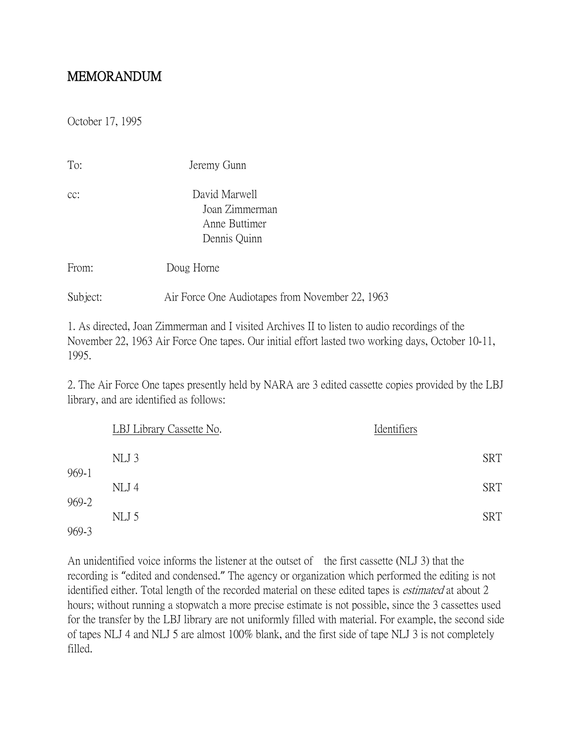# MEMORANDUM

October 17, 1995

To: Jeremy Gunn

cc: David Marwell
Joan Zimmerman
Anne Buttimer
Dennis Quinn

From: Doug Horne

Subject: Air Force One Audiotapes from November 22, 1963

1. As directed, Joan Zimmerman and I visited Archives II to listen to audio recordings of the November 22, 1963 Air Force One tapes. Our initial effort lasted two working days, October 10-11, 1995.

2. The Air Force One tapes presently held by NARA are 3 edited cassette copies provided by the LBJ library, and are identified as follows:

| LBJ Library Cassette No. | Identifiers |
|---|---|
| NLJ 3 | SRT 969-1 |
| NLJ 4 | SRT 969-2 |
| NLJ 5 | SRT 969-3 |

An unidentified voice informs the listener at the outset of the first cassette (NLJ 3) that the recording is "edited and condensed." The agency or organization which performed the editing is not identified either. Total length of the recorded material on these edited tapes is *estimated* at about 2 hours; without running a stopwatch a more precise estimate is not possible, since the 3 cassettes used for the transfer by the LBJ library are not uniformly filled with material. For example, the second side of tapes NLJ 4 and NLJ 5 are almost 100% blank, and the first side of tape NLJ 3 is not completely filled.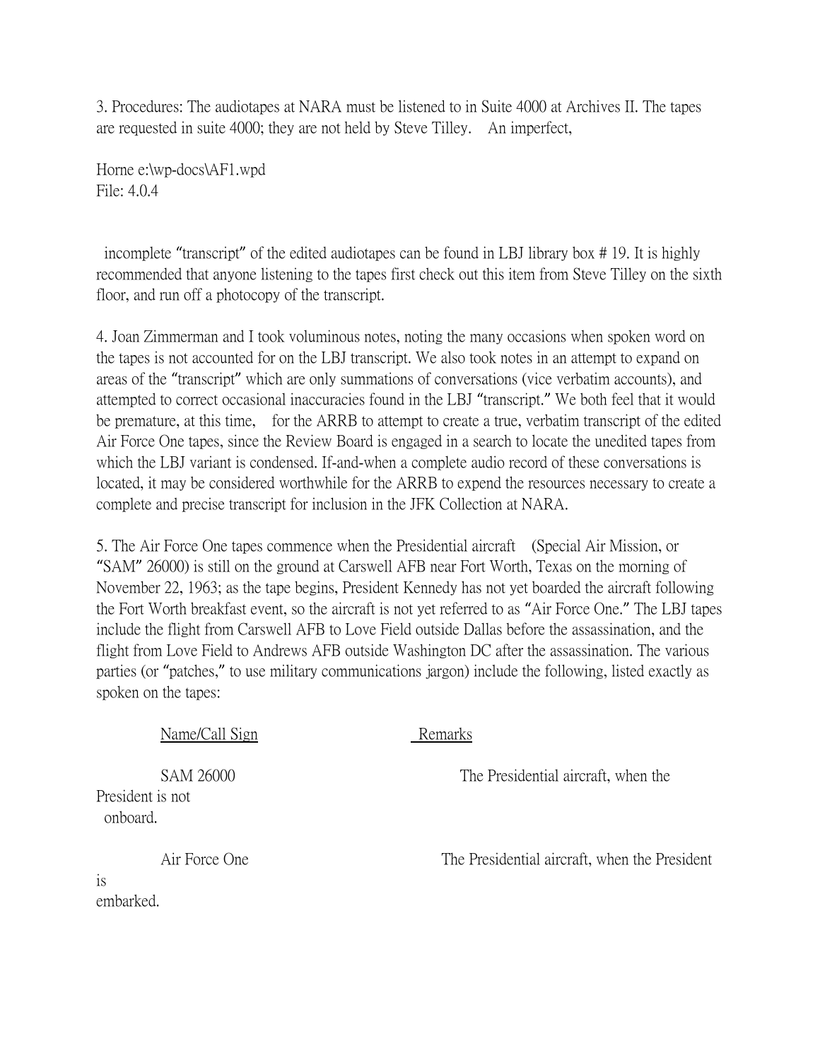3. Procedures: The audiotapes at NARA must be listened to in Suite 4000 at Archives II. The tapes are requested in suite 4000; they are not held by Steve Tilley. An imperfect, incomplete "transcript" of the edited audiotapes can be found in LBJ library box # 19. It is highly recommended that anyone listening to the tapes first check out this item from Steve Tilley on the sixth floor, and run off a photocopy of the transcript.

Horne e:\wp-docs\AF1.wpd
File: 4.0.4

4. Joan Zimmerman and I took voluminous notes, noting the many occasions when spoken word on the tapes is not accounted for on the LBJ transcript. We also took notes in an attempt to expand on areas of the "transcript" which are only summations of conversations (vice verbatim accounts), and attempted to correct occasional inaccuracies found in the LBJ "transcript." We both feel that it would be premature, at this time, for the ARRB to attempt to create a true, verbatim transcript of the edited Air Force One tapes, since the Review Board is engaged in a search to locate the unedited tapes from which the LBJ variant is condensed. If-and-when a complete audio record of these conversations is located, it may be considered worthwhile for the ARRB to expend the resources necessary to create a complete and precise transcript for inclusion in the JFK Collection at NARA.

5. The Air Force One tapes commence when the Presidential aircraft (Special Air Mission, or "SAM" 26000) is still on the ground at Carswell AFB near Fort Worth, Texas on the morning of November 22, 1963; as the tape begins, President Kennedy has not yet boarded the aircraft following the Fort Worth breakfast event, so the aircraft is not yet referred to as "Air Force One." The LBJ tapes include the flight from Carswell AFB to Love Field outside Dallas before the assassination, and the flight from Love Field to Andrews AFB outside Washington DC after the assassination. The various parties (or "patches," to use military communications jargon) include the following, listed exactly as spoken on the tapes:

| Name/Call Sign | Remarks |
|---|---|
| SAM 26000 | The Presidential aircraft, when the President is not onboard. |
| Air Force One | The Presidential aircraft, when the President is embarked. |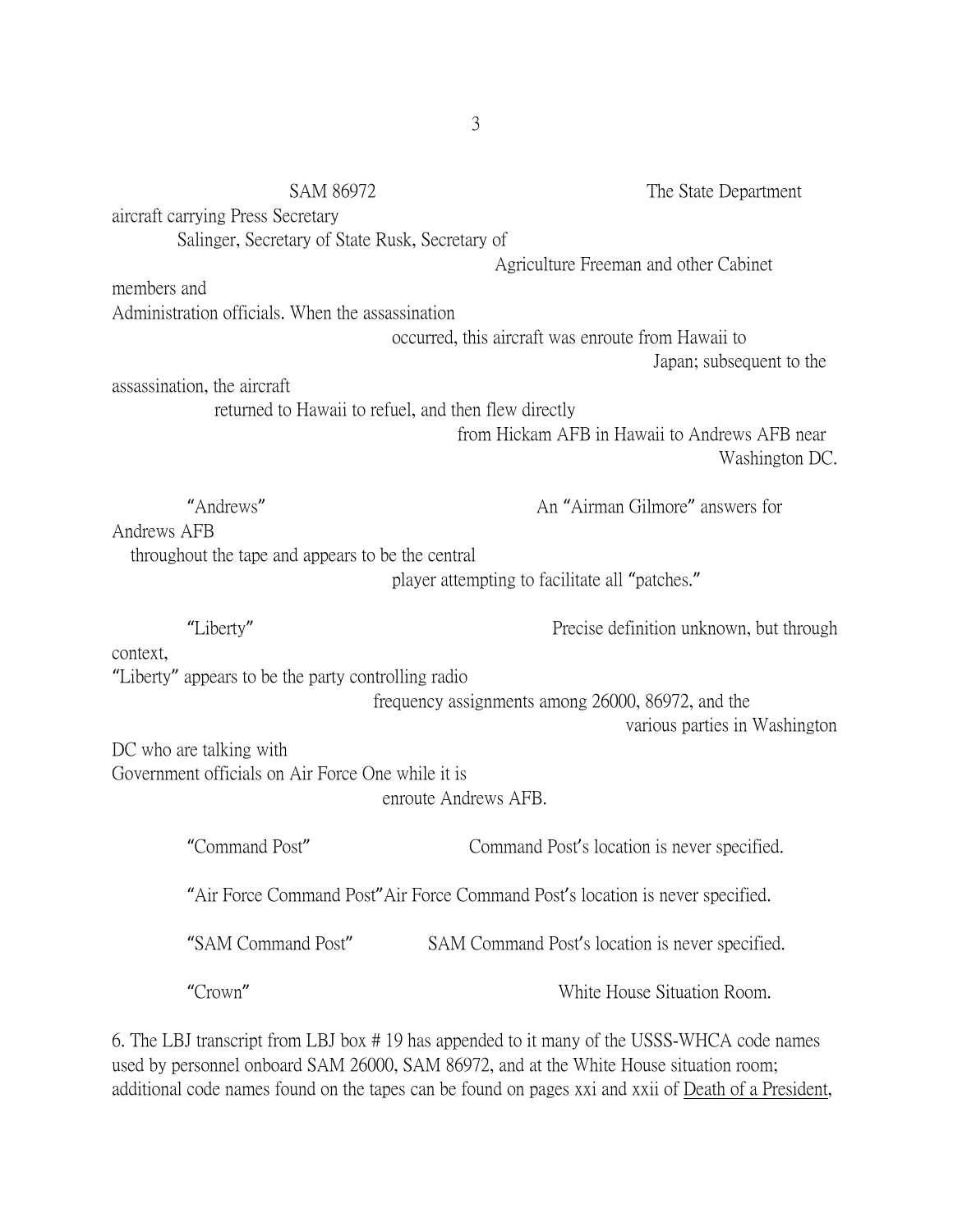SAM 86972 — The State Department aircraft carrying Press Secretary Salinger, Secretary of State Rusk, Secretary of Agriculture Freeman and other Cabinet members and Administration officials. When the assassination occurred, this aircraft was enroute from Hawaii to Japan; subsequent to the assassination, the aircraft returned to Hawaii to refuel, and then flew directly from Hickam AFB in Hawaii to Andrews AFB near Washington DC.

"Andrews" — An "Airman Gilmore" answers for Andrews AFB throughout the tape and appears to be the central player attempting to facilitate all "patches."

"Liberty" — Precise definition unknown, but through context, "Liberty" appears to be the party controlling radio frequency assignments among 26000, 86972, and the various parties in Washington DC who are talking with Government officials on Air Force One while it is enroute Andrews AFB.

"Command Post" — Command Post's location is never specified.

"Air Force Command Post" — Air Force Command Post's location is never specified.

"SAM Command Post" — SAM Command Post's location is never specified.

"Crown" — White House Situation Room.

6. The LBJ transcript from LBJ box # 19 has appended to it many of the USSS-WHCA code names used by personnel onboard SAM 26000, SAM 86972, and at the White House situation room; additional code names found on the tapes can be found on pages xxi and xxii of Death of a President,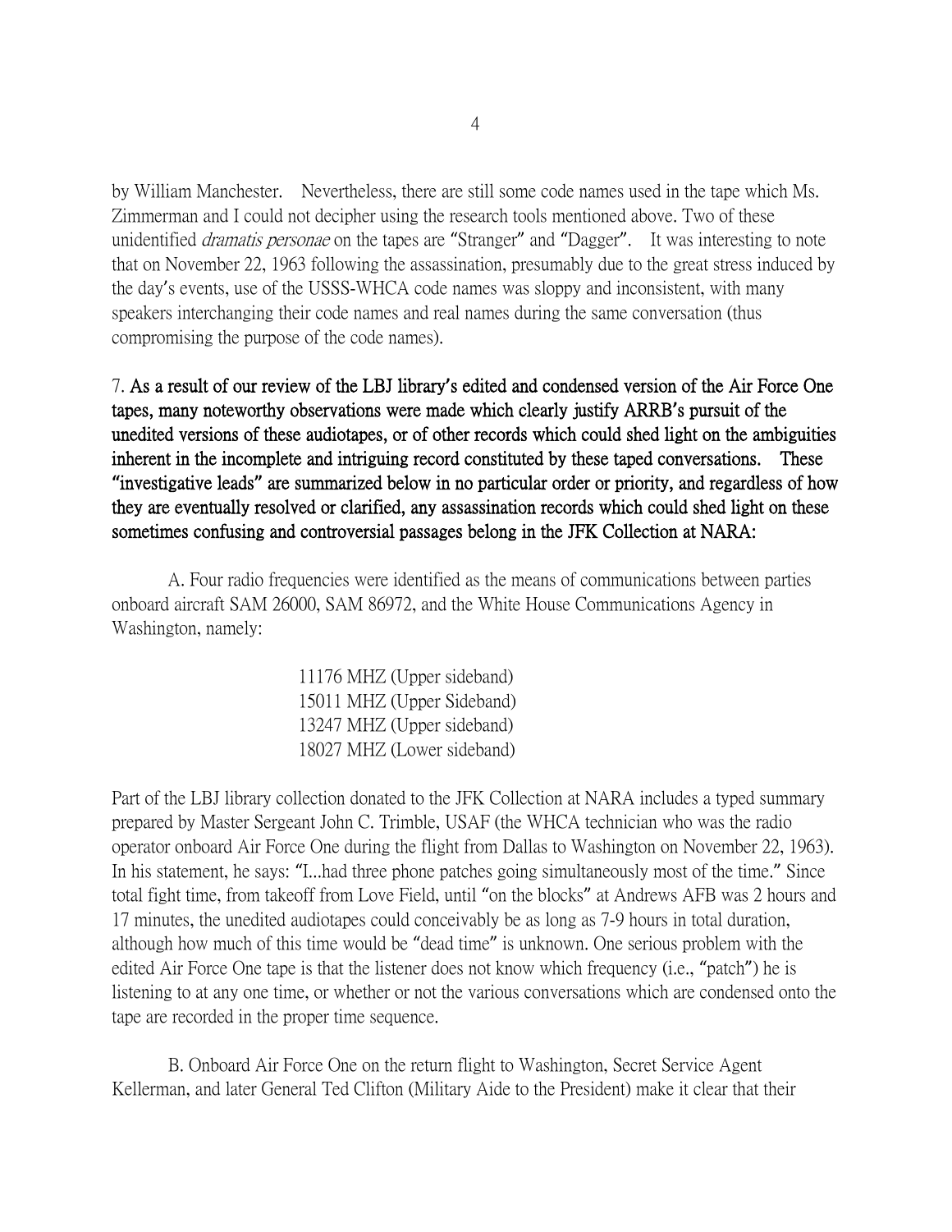by William Manchester. Nevertheless, there are still some code names used in the tape which Ms. Zimmerman and I could not decipher using the research tools mentioned above. Two of these unidentified *dramatis personae* on the tapes are "Stranger" and "Dagger". It was interesting to note that on November 22, 1963 following the assassination, presumably due to the great stress induced by the day's events, use of the USSS-WHCA code names was sloppy and inconsistent, with many speakers interchanging their code names and real names during the same conversation (thus compromising the purpose of the code names).

7. **As a result of our review of the LBJ library's edited and condensed version of the Air Force One tapes, many noteworthy observations were made which clearly justify ARRB's pursuit of the unedited versions of these audiotapes, or of other records which could shed light on the ambiguities inherent in the incomplete and intriguing record constituted by these taped conversations. These "investigative leads" are summarized below in no particular order or priority, and regardless of how they are eventually resolved or clarified, any assassination records which could shed light on these sometimes confusing and controversial passages belong in the JFK Collection at NARA:**

A. Four radio frequencies were identified as the means of communications between parties onboard aircraft SAM 26000, SAM 86972, and the White House Communications Agency in Washington, namely:

11176 MHZ (Upper sideband)
15011 MHZ (Upper Sideband)
13247 MHZ (Upper sideband)
18027 MHZ (Lower sideband)

Part of the LBJ library collection donated to the JFK Collection at NARA includes a typed summary prepared by Master Sergeant John C. Trimble, USAF (the WHCA technician who was the radio operator onboard Air Force One during the flight from Dallas to Washington on November 22, 1963). In his statement, he says: "I...had three phone patches going simultaneously most of the time." Since total fight time, from takeoff from Love Field, until "on the blocks" at Andrews AFB was 2 hours and 17 minutes, the unedited audiotapes could conceivably be as long as 7-9 hours in total duration, although how much of this time would be "dead time" is unknown. One serious problem with the edited Air Force One tape is that the listener does not know which frequency (i.e., "patch") he is listening to at any one time, or whether or not the various conversations which are condensed onto the tape are recorded in the proper time sequence.

B. Onboard Air Force One on the return flight to Washington, Secret Service Agent Kellerman, and later General Ted Clifton (Military Aide to the President) make it clear that their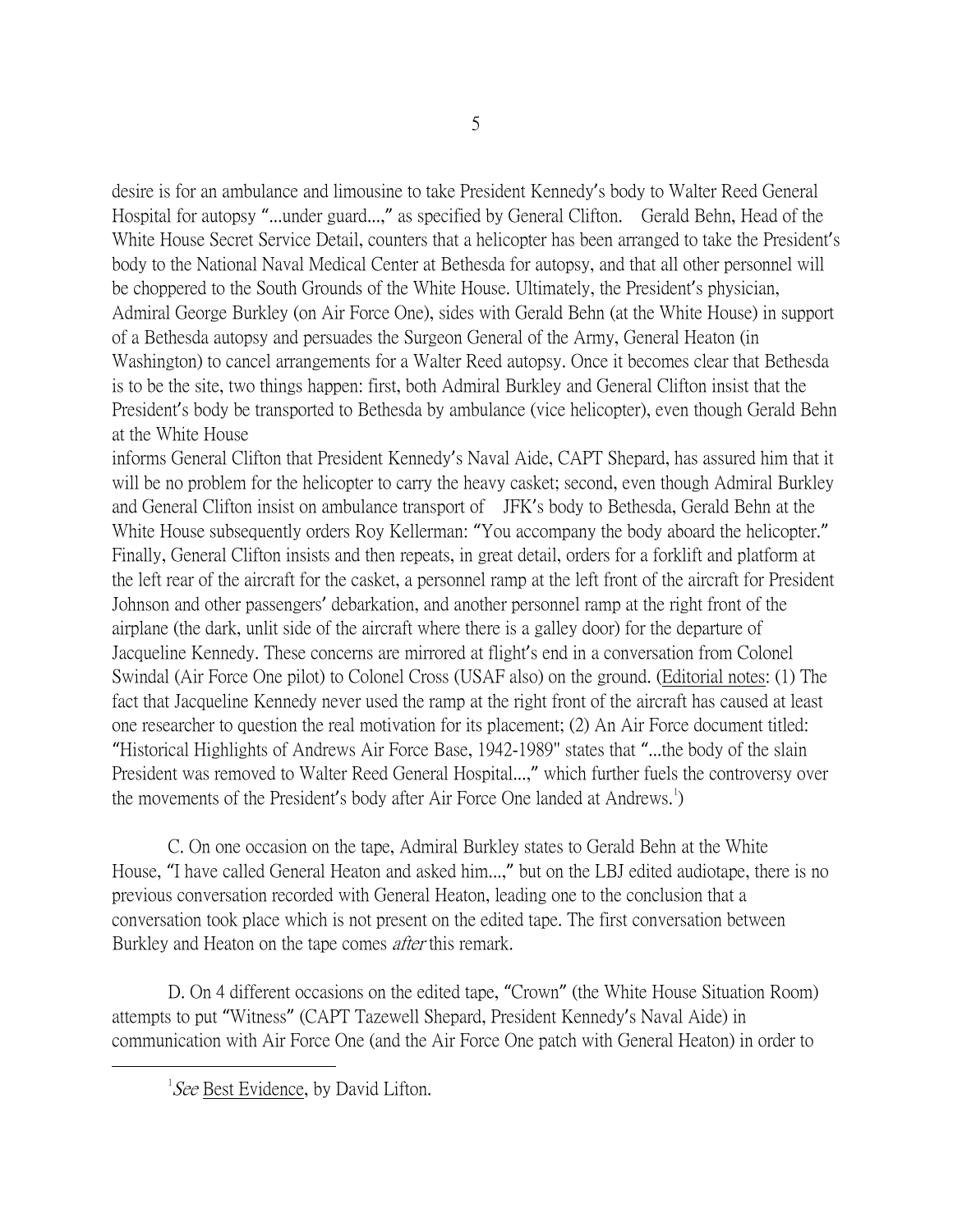desire is for an ambulance and limousine to take President Kennedy's body to Walter Reed General Hospital for autopsy "...under guard...," as specified by General Clifton. Gerald Behn, Head of the White House Secret Service Detail, counters that a helicopter has been arranged to take the President's body to the National Naval Medical Center at Bethesda for autopsy, and that all other personnel will be choppered to the South Grounds of the White House. Ultimately, the President's physician, Admiral George Burkley (on Air Force One), sides with Gerald Behn (at the White House) in support of a Bethesda autopsy and persuades the Surgeon General of the Army, General Heaton (in Washington) to cancel arrangements for a Walter Reed autopsy. Once it becomes clear that Bethesda is to be the site, two things happen: first, both Admiral Burkley and General Clifton insist that the President's body be transported to Bethesda by ambulance (vice helicopter), even though Gerald Behn at the White House informs General Clifton that President Kennedy's Naval Aide, CAPT Shepard, has assured him that it will be no problem for the helicopter to carry the heavy casket; second, even though Admiral Burkley and General Clifton insist on ambulance transport of JFK's body to Bethesda, Gerald Behn at the White House subsequently orders Roy Kellerman: "You accompany the body aboard the helicopter." Finally, General Clifton insists and then repeats, in great detail, orders for a forklift and platform at the left rear of the aircraft for the casket, a personnel ramp at the left front of the aircraft for President Johnson and other passengers' debarkation, and another personnel ramp at the right front of the airplane (the dark, unlit side of the aircraft where there is a galley door) for the departure of Jacqueline Kennedy. These concerns are mirrored at flight's end in a conversation from Colonel Swindal (Air Force One pilot) to Colonel Cross (USAF also) on the ground. (Editorial notes: (1) The fact that Jacqueline Kennedy never used the ramp at the right front of the aircraft has caused at least one researcher to question the real motivation for its placement; (2) An Air Force document titled: "Historical Highlights of Andrews Air Force Base, 1942-1989" states that "...the body of the slain President was removed to Walter Reed General Hospital...," which further fuels the controversy over the movements of the President's body after Air Force One landed at Andrews.[1])

C. On one occasion on the tape, Admiral Burkley states to Gerald Behn at the White House, "I have called General Heaton and asked him...," but on the LBJ edited audiotape, there is no previous conversation recorded with General Heaton, leading one to the conclusion that a conversation took place which is not present on the edited tape. The first conversation between Burkley and Heaton on the tape comes *after* this remark.

D. On 4 different occasions on the edited tape, "Crown" (the White House Situation Room) attempts to put "Witness" (CAPT Tazewell Shepard, President Kennedy's Naval Aide) in communication with Air Force One (and the Air Force One patch with General Heaton) in order to

---

[1] *See* Best Evidence, by David Lifton.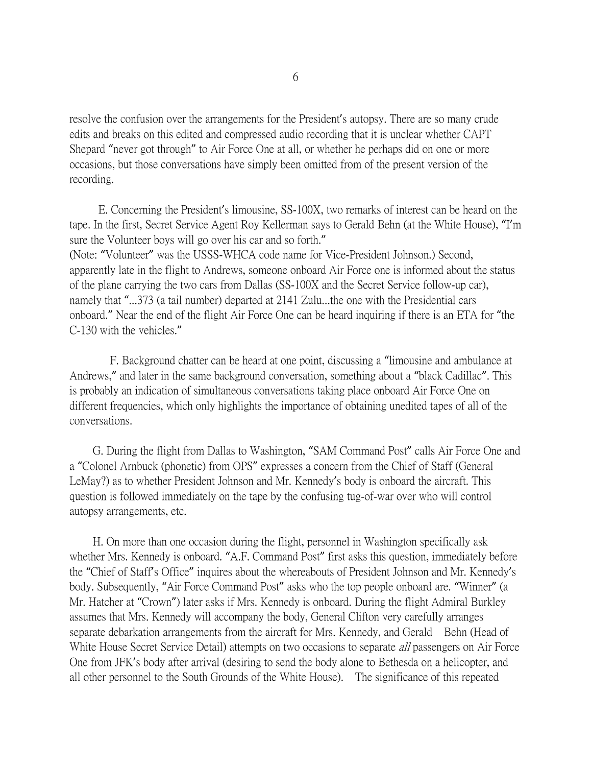resolve the confusion over the arrangements for the President's autopsy. There are so many crude edits and breaks on this edited and compressed audio recording that it is unclear whether CAPT Shepard "never got through" to Air Force One at all, or whether he perhaps did on one or more occasions, but those conversations have simply been omitted from of the present version of the recording.

E. Concerning the President's limousine, SS-100X, two remarks of interest can be heard on the tape. In the first, Secret Service Agent Roy Kellerman says to Gerald Behn (at the White House), "I'm sure the Volunteer boys will go over his car and so forth."
(Note: "Volunteer" was the USSS-WHCA code name for Vice-President Johnson.) Second, apparently late in the flight to Andrews, someone onboard Air Force one is informed about the status of the plane carrying the two cars from Dallas (SS-100X and the Secret Service follow-up car), namely that "...373 (a tail number) departed at 2141 Zulu...the one with the Presidential cars onboard." Near the end of the flight Air Force One can be heard inquiring if there is an ETA for "the C-130 with the vehicles."

F. Background chatter can be heard at one point, discussing a "limousine and ambulance at Andrews," and later in the same background conversation, something about a "black Cadillac". This is probably an indication of simultaneous conversations taking place onboard Air Force One on different frequencies, which only highlights the importance of obtaining unedited tapes of all of the conversations.

G. During the flight from Dallas to Washington, "SAM Command Post" calls Air Force One and a "Colonel Arnbuck (phonetic) from OPS" expresses a concern from the Chief of Staff (General LeMay?) as to whether President Johnson and Mr. Kennedy's body is onboard the aircraft. This question is followed immediately on the tape by the confusing tug-of-war over who will control autopsy arrangements, etc.

H. On more than one occasion during the flight, personnel in Washington specifically ask whether Mrs. Kennedy is onboard. "A.F. Command Post" first asks this question, immediately before the "Chief of Staff's Office" inquires about the whereabouts of President Johnson and Mr. Kennedy's body. Subsequently, "Air Force Command Post" asks who the top people onboard are. "Winner" (a Mr. Hatcher at "Crown") later asks if Mrs. Kennedy is onboard. During the flight Admiral Burkley assumes that Mrs. Kennedy will accompany the body, General Clifton very carefully arranges separate debarkation arrangements from the aircraft for Mrs. Kennedy, and Gerald Behn (Head of White House Secret Service Detail) attempts on two occasions to separate *all* passengers on Air Force One from JFK's body after arrival (desiring to send the body alone to Bethesda on a helicopter, and all other personnel to the South Grounds of the White House). The significance of this repeated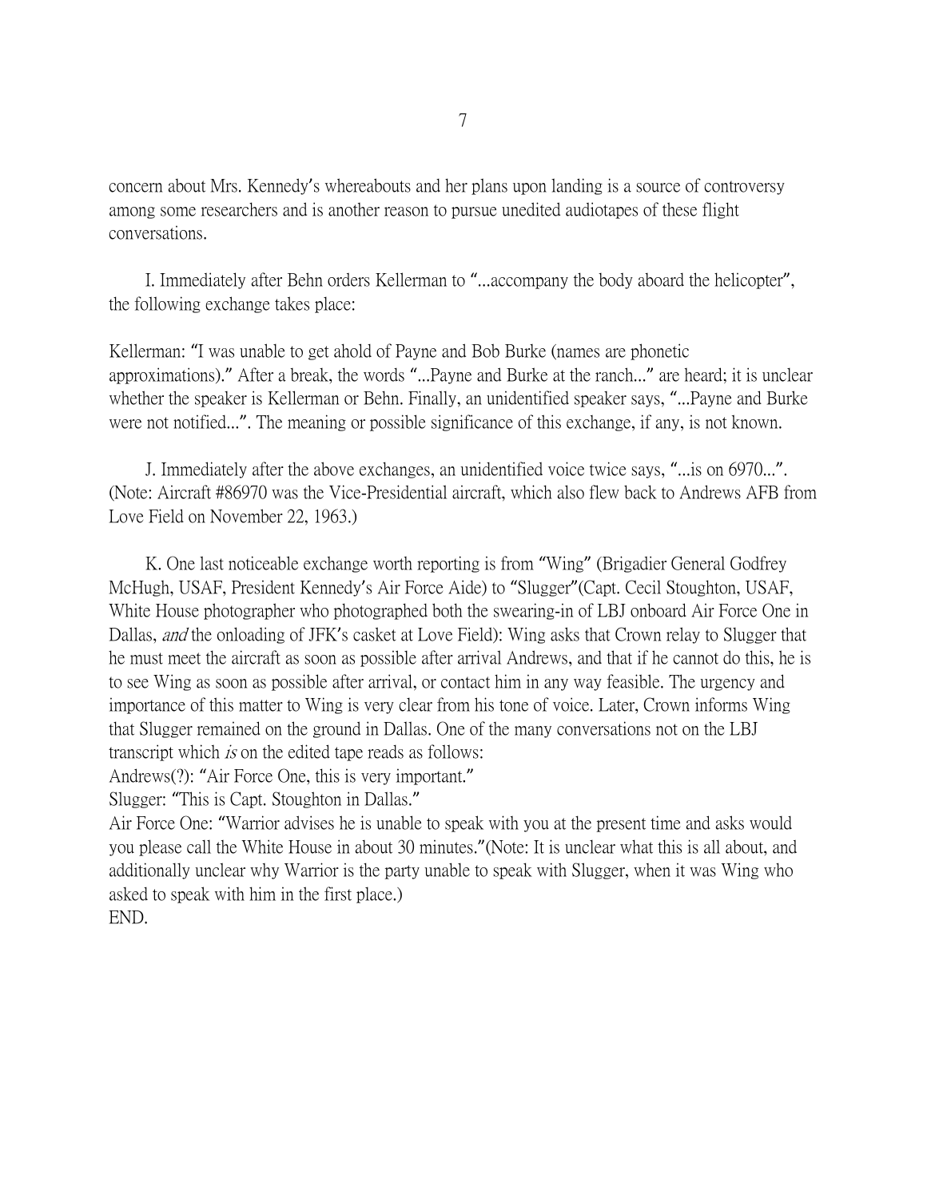concern about Mrs. Kennedy's whereabouts and her plans upon landing is a source of controversy among some researchers and is another reason to pursue unedited audiotapes of these flight conversations.

I. Immediately after Behn orders Kellerman to "...accompany the body aboard the helicopter", the following exchange takes place:

Kellerman: "I was unable to get ahold of Payne and Bob Burke (names are phonetic approximations)." After a break, the words "...Payne and Burke at the ranch..." are heard; it is unclear whether the speaker is Kellerman or Behn. Finally, an unidentified speaker says, "...Payne and Burke were not notified...". The meaning or possible significance of this exchange, if any, is not known.

J. Immediately after the above exchanges, an unidentified voice twice says, "...is on 6970...". (Note: Aircraft #86970 was the Vice-Presidential aircraft, which also flew back to Andrews AFB from Love Field on November 22, 1963.)

K. One last noticeable exchange worth reporting is from "Wing" (Brigadier General Godfrey McHugh, USAF, President Kennedy's Air Force Aide) to "Slugger"(Capt. Cecil Stoughton, USAF, White House photographer who photographed both the swearing-in of LBJ onboard Air Force One in Dallas, *and* the onloading of JFK's casket at Love Field): Wing asks that Crown relay to Slugger that he must meet the aircraft as soon as possible after arrival Andrews, and that if he cannot do this, he is to see Wing as soon as possible after arrival, or contact him in any way feasible. The urgency and importance of this matter to Wing is very clear from his tone of voice. Later, Crown informs Wing that Slugger remained on the ground in Dallas. One of the many conversations not on the LBJ transcript which *is* on the edited tape reads as follows:

Andrews(?): "Air Force One, this is very important."

Slugger: "This is Capt. Stoughton in Dallas."

Air Force One: "Warrior advises he is unable to speak with you at the present time and asks would you please call the White House in about 30 minutes."(Note: It is unclear what this is all about, and additionally unclear why Warrior is the party unable to speak with Slugger, when it was Wing who asked to speak with him in the first place.)

END.